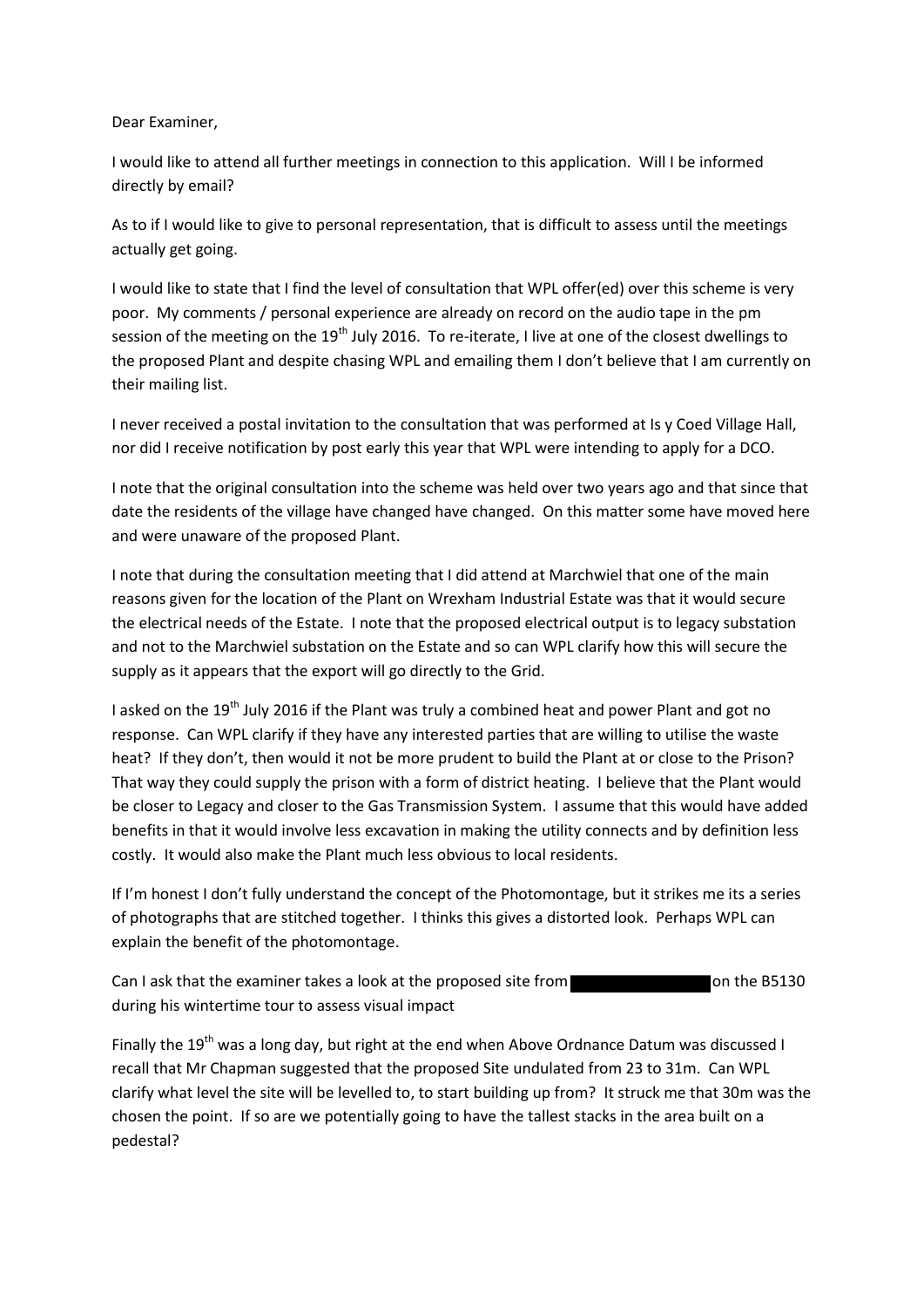Dear Examiner,

I would like to attend all further meetings in connection to this application. Will I be informed directly by email?

As to if I would like to give to personal representation, that is difficult to assess until the meetings actually get going.

I would like to state that I find the level of consultation that WPL offer(ed) over this scheme is very poor. My comments / personal experience are already on record on the audio tape in the pm session of the meeting on the 19th July 2016. To re-iterate, I live at one of the closest dwellings to the proposed Plant and despite chasing WPL and emailing them I don't believe that I am currently on their mailing list.

I never received a postal invitation to the consultation that was performed at Is y Coed Village Hall, nor did I receive notification by post early this year that WPL were intending to apply for a DCO.

I note that the original consultation into the scheme was held over two years ago and that since that date the residents of the village have changed have changed. On this matter some have moved here and were unaware of the proposed Plant.

I note that during the consultation meeting that I did attend at Marchwiel that one of the main reasons given for the location of the Plant on Wrexham Industrial Estate was that it would secure the electrical needs of the Estate. I note that the proposed electrical output is to legacy substation and not to the Marchwiel substation on the Estate and so can WPL clarify how this will secure the supply as it appears that the export will go directly to the Grid.

I asked on the 19th July 2016 if the Plant was truly a combined heat and power Plant and got no response. Can WPL clarify if they have any interested parties that are willing to utilise the waste heat? If they don't, then would it not be more prudent to build the Plant at or close to the Prison? That way they could supply the prison with a form of district heating. I believe that the Plant would be closer to Legacy and closer to the Gas Transmission System. I assume that this would have added benefits in that it would involve less excavation in making the utility connects and by definition less costly. It would also make the Plant much less obvious to local residents.

If I'm honest I don't fully understand the concept of the Photomontage, but it strikes me its a series of photographs that are stitched together. I thinks this gives a distorted look. Perhaps WPL can explain the benefit of the photomontage.

Can I ask that the examiner takes a look at the proposed site from [REDACTED] on the B5130 during his wintertime tour to assess visual impact

Finally the 19th was a long day, but right at the end when Above Ordnance Datum was discussed I recall that Mr Chapman suggested that the proposed Site undulated from 23 to 31m. Can WPL clarify what level the site will be levelled to, to start building up from? It struck me that 30m was the chosen point. If so are we potentially going to have the tallest stacks in the area built on a pedestal?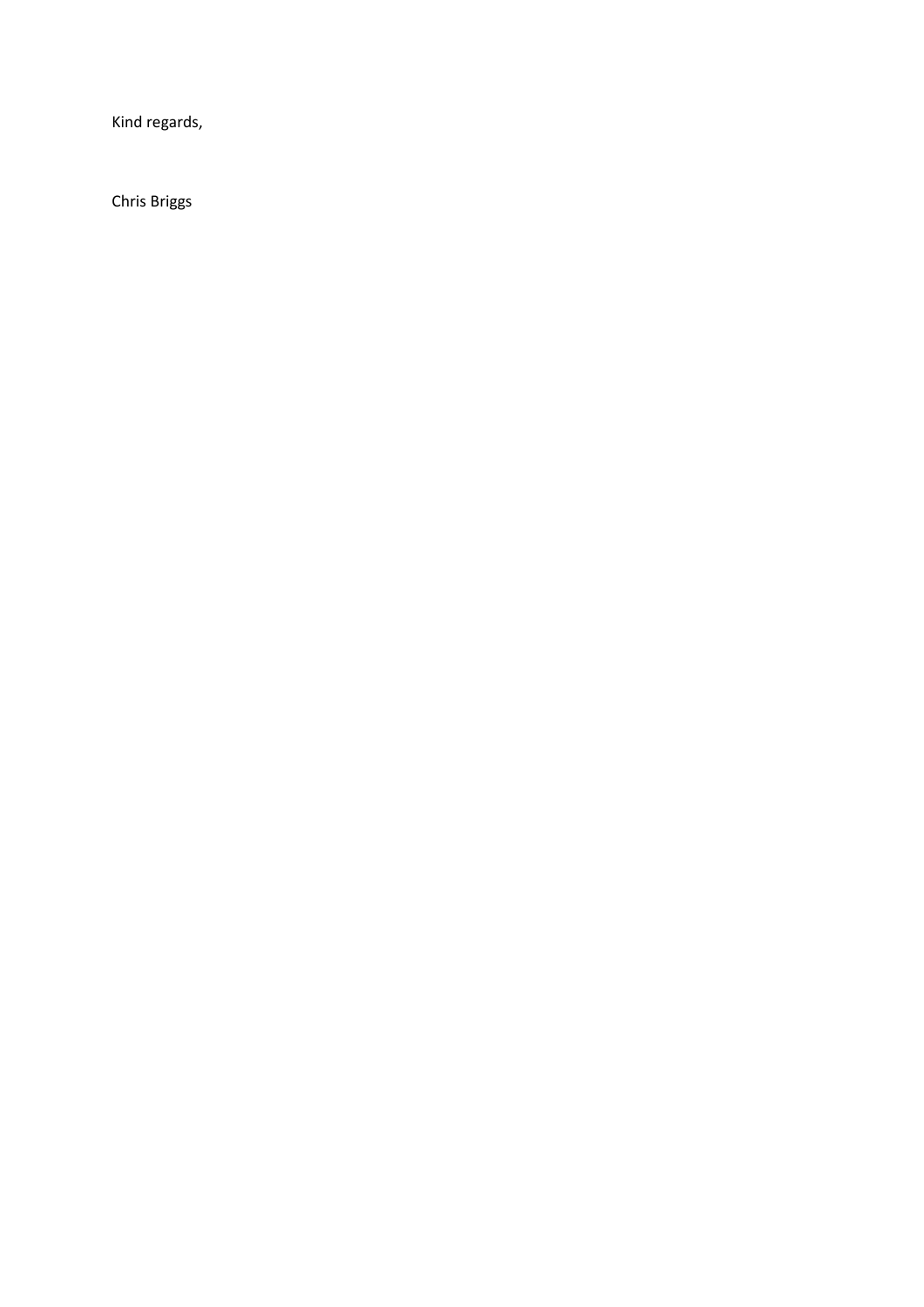Kind regards,

Chris Briggs